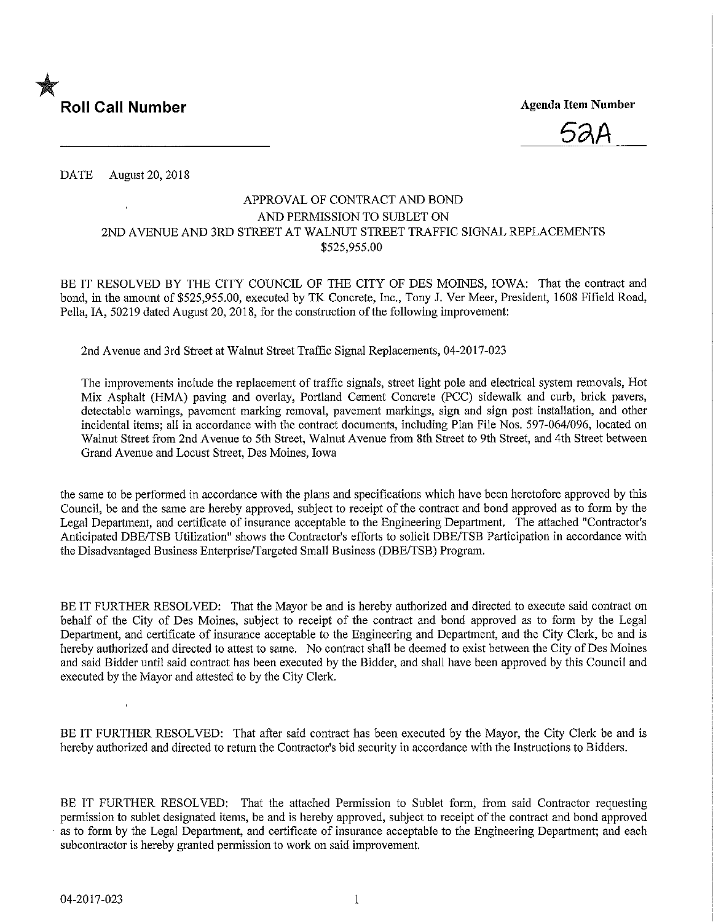★ **Roll Call Number**

**Agenda Item Number**

52A

DATE August 20, 2018

APPROVAL OF CONTRACT AND BOND
AND PERMISSION TO SUBLET ON
2ND AVENUE AND 3RD STREET AT WALNUT STREET TRAFFIC SIGNAL REPLACEMENTS
$525,955.00

BE IT RESOLVED BY THE CITY COUNCIL OF THE CITY OF DES MOINES, IOWA: That the contract and bond, in the amount of $525,955.00, executed by TK Concrete, Inc., Tony J. Ver Meer, President, 1608 Fifield Road, Pella, IA, 50219 dated August 20, 2018, for the construction of the following improvement:

2nd Avenue and 3rd Street at Walnut Street Traffic Signal Replacements, 04-2017-023

The improvements include the replacement of traffic signals, street light pole and electrical system removals, Hot Mix Asphalt (HMA) paving and overlay, Portland Cement Concrete (PCC) sidewalk and curb, brick pavers, detectable warnings, pavement marking removal, pavement markings, sign and sign post installation, and other incidental items; all in accordance with the contract documents, including Plan File Nos. 597-064/096, located on Walnut Street from 2nd Avenue to 5th Street, Walnut Avenue from 8th Street to 9th Street, and 4th Street between Grand Avenue and Locust Street, Des Moines, Iowa

the same to be performed in accordance with the plans and specifications which have been heretofore approved by this Council, be and the same are hereby approved, subject to receipt of the contract and bond approved as to form by the Legal Department, and certificate of insurance acceptable to the Engineering Department. The attached "Contractor's Anticipated DBE/TSB Utilization" shows the Contractor's efforts to solicit DBE/TSB Participation in accordance with the Disadvantaged Business Enterprise/Targeted Small Business (DBE/TSB) Program.

BE IT FURTHER RESOLVED: That the Mayor be and is hereby authorized and directed to execute said contract on behalf of the City of Des Moines, subject to receipt of the contract and bond approved as to form by the Legal Department, and certificate of insurance acceptable to the Engineering and Department, and the City Clerk, be and is hereby authorized and directed to attest to same. No contract shall be deemed to exist between the City of Des Moines and said Bidder until said contract has been executed by the Bidder, and shall have been approved by this Council and executed by the Mayor and attested to by the City Clerk.

BE IT FURTHER RESOLVED: That after said contract has been executed by the Mayor, the City Clerk be and is hereby authorized and directed to return the Contractor's bid security in accordance with the Instructions to Bidders.

BE IT FURTHER RESOLVED: That the attached Permission to Sublet form, from said Contractor requesting permission to sublet designated items, be and is hereby approved, subject to receipt of the contract and bond approved as to form by the Legal Department, and certificate of insurance acceptable to the Engineering Department; and each subcontractor is hereby granted permission to work on said improvement.

04-2017-023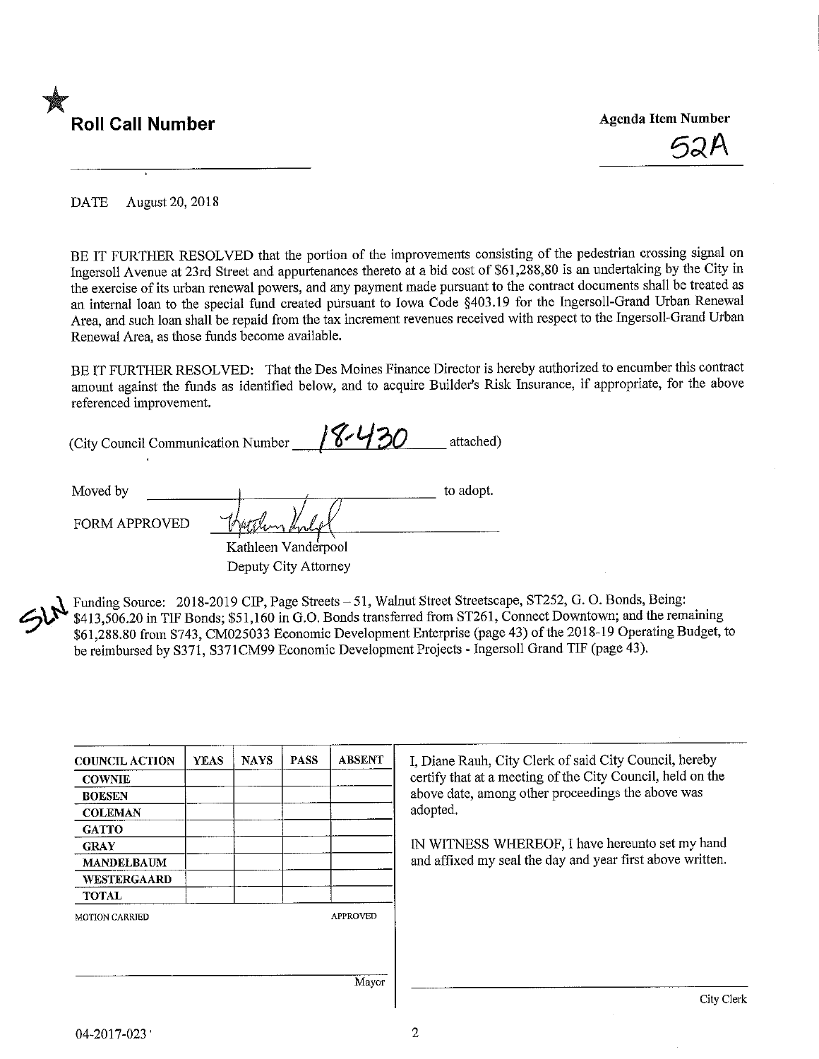★ **Roll Call Number**

**Agenda Item Number**

52A

DATE August 20, 2018

BE IT FURTHER RESOLVED that the portion of the improvements consisting of the pedestrian crossing signal on Ingersoll Avenue at 23rd Street and appurtenances thereto at a bid cost of $61,288.80 is an undertaking by the City in the exercise of its urban renewal powers, and any payment made pursuant to the contract documents shall be treated as an internal loan to the special fund created pursuant to Iowa Code §403.19 for the Ingersoll-Grand Urban Renewal Area, and such loan shall be repaid from the tax increment revenues received with respect to the Ingersoll-Grand Urban Renewal Area, as those funds become available.

BE IT FURTHER RESOLVED: That the Des Moines Finance Director is hereby authorized to encumber this contract amount against the funds as identified below, and to acquire Builder's Risk Insurance, if appropriate, for the above referenced improvement.

(City Council Communication Number 18-430 attached)

Moved by ______________________ to adopt.

FORM APPROVED

Kathleen Vanderpool
Deputy City Attorney

SLN Funding Source: 2018-2019 CIP, Page Streets – 51, Walnut Street Streetscape, ST252, G. O. Bonds, Being: $413,506.20 in TIF Bonds; $51,160 in G.O. Bonds transferred from ST261, Connect Downtown; and the remaining $61,288.80 from S743, CM025033 Economic Development Enterprise (page 43) of the 2018-19 Operating Budget, to be reimbursed by S371, S371CM99 Economic Development Projects - Ingersoll Grand TIF (page 43).

| COUNCIL ACTION | YEAS | NAYS | PASS | ABSENT |
|---|---|---|---|---|
| COWNIE | | | | |
| BOESEN | | | | |
| COLEMAN | | | | |
| GATTO | | | | |
| GRAY | | | | |
| MANDELBAUM | | | | |
| WESTERGAARD | | | | |
| TOTAL | | | | |

MOTION CARRIED APPROVED

Mayor

I, Diane Rauh, City Clerk of said City Council, hereby certify that at a meeting of the City Council, held on the above date, among other proceedings the above was adopted.

IN WITNESS WHEREOF, I have hereunto set my hand and affixed my seal the day and year first above written.

City Clerk

04-2017-023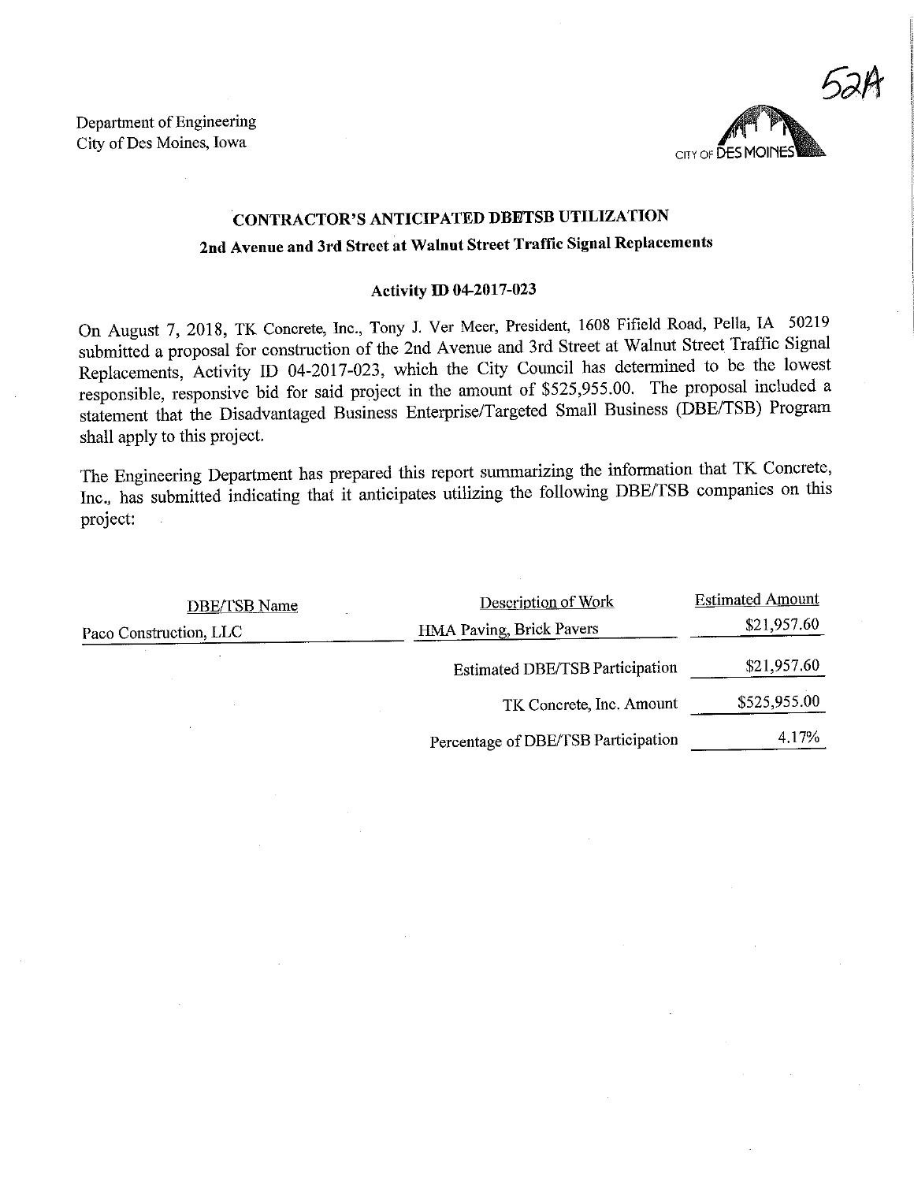52A

Department of Engineering
City of Des Moines, Iowa

CITY OF DES MOINES

## CONTRACTOR'S ANTICIPATED DBETSB UTILIZATION

### 2nd Avenue and 3rd Street at Walnut Street Traffic Signal Replacements

**Activity ID 04-2017-023**

On August 7, 2018, TK Concrete, Inc., Tony J. Ver Meer, President, 1608 Fifield Road, Pella, IA 50219 submitted a proposal for construction of the 2nd Avenue and 3rd Street at Walnut Street Traffic Signal Replacements, Activity ID 04-2017-023, which the City Council has determined to be the lowest responsible, responsive bid for said project in the amount of $525,955.00. The proposal included a statement that the Disadvantaged Business Enterprise/Targeted Small Business (DBE/TSB) Program shall apply to this project.

The Engineering Department has prepared this report summarizing the information that TK Concrete, Inc., has submitted indicating that it anticipates utilizing the following DBE/TSB companies on this project:

| DBE/TSB Name | Description of Work | Estimated Amount |
|---|---|---|
| Paco Construction, LLC | HMA Paving, Brick Pavers | $21,957.60 |
| | Estimated DBE/TSB Participation | $21,957.60 |
| | TK Concrete, Inc. Amount | $525,955.00 |
| | Percentage of DBE/TSB Participation | 4.17% |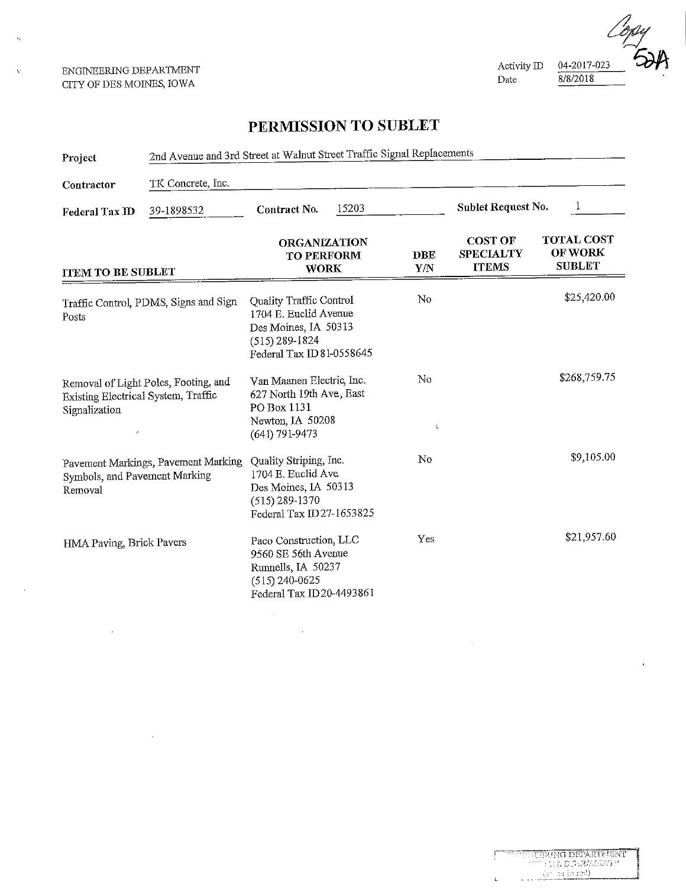Copy
52A

ENGINEERING DEPARTMENT
CITY OF DES MOINES, IOWA

Activity ID 04-2017-023
Date 8/8/2018

# PERMISSION TO SUBLET

**Project** 2nd Avenue and 3rd Street at Walnut Street Traffic Signal Replacements

**Contractor** TK Concrete, Inc.

**Federal Tax ID** 39-1898532 **Contract No.** 15203 **Sublet Request No.** 1

| ITEM TO BE SUBLET | ORGANIZATION TO PERFORM WORK | DBE Y/N | COST OF SPECIALTY ITEMS | TOTAL COST OF WORK SUBLET |
|---|---|---|---|---|
| Traffic Control, PDMS, Signs and Sign Posts | Quality Traffic Control<br>1704 E. Euclid Avenue<br>Des Moines, IA 50313<br>(515) 289-1824<br>Federal Tax ID 81-0558645 | No | | $25,420.00 |
| Removal of Light Poles, Footing, and Existing Electrical System, Traffic Signalization | Van Maanen Electric, Inc.<br>627 North 19th Ave, East<br>PO Box 1131<br>Newton, IA 50208<br>(641) 791-9473 | No | | $268,759.75 |
| Pavement Markings, Pavement Marking Symbols, and Pavement Marking Removal | Quality Striping, Inc.<br>1704 E. Euclid Ave.<br>Des Moines, IA 50313<br>(515) 289-1370<br>Federal Tax ID 27-1653825 | No | | $9,105.00 |
| HMA Paving, Brick Pavers | Paco Construction, LLC<br>9560 SE 56th Avenue<br>Runnells, IA 50237<br>(515) 240-0625<br>Federal Tax ID 20-4493861 | Yes | | $21,957.60 |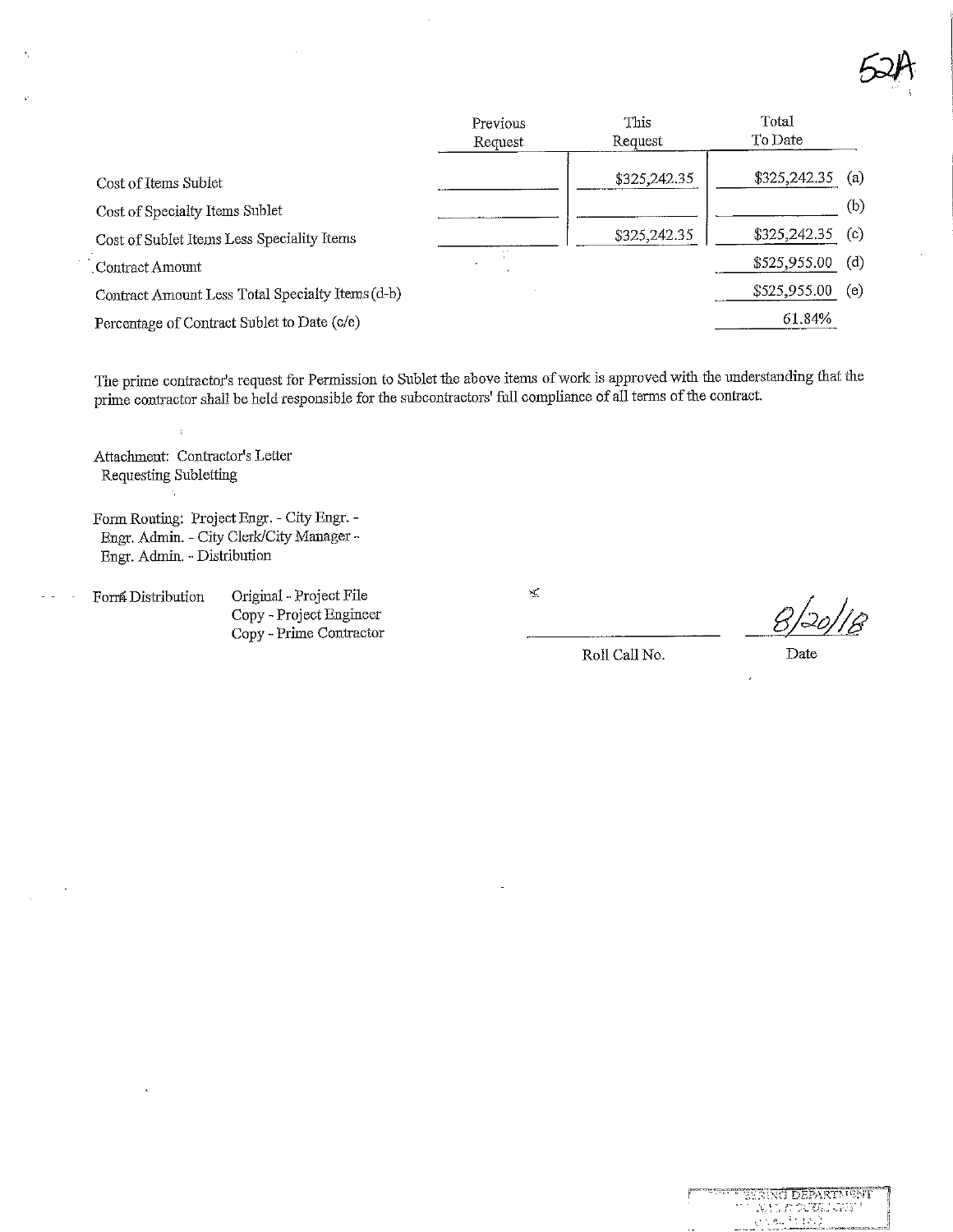52A

| | Previous Request | This Request | Total To Date | |
|---|---|---|---|---|
| Cost of Items Sublet | | $325,242.35 | $325,242.35 | (a) |
| Cost of Specialty Items Sublet | | | | (b) |
| Cost of Sublet Items Less Speciality Items | | $325,242.35 | $325,242.35 | (c) |
| Contract Amount | | | $525,955.00 | (d) |
| Contract Amount Less Total Specialty Items (d-b) | | | $525,955.00 | (e) |
| Percentage of Contract Sublet to Date (c/e) | | | 61.84% | |

The prime contractor's request for Permission to Sublet the above items of work is approved with the understanding that the prime contractor shall be held responsible for the subcontractors' full compliance of all terms of the contract.

Attachment: Contractor's Letter Requesting Subletting

Form Routing: Project Engr. - City Engr. - Engr. Admin. - City Clerk/City Manager - Engr. Admin. - Distribution

Form Distribution
Original - Project File
Copy - Project Engineer
Copy - Prime Contractor

Roll Call No. ____________ Date 8/20/18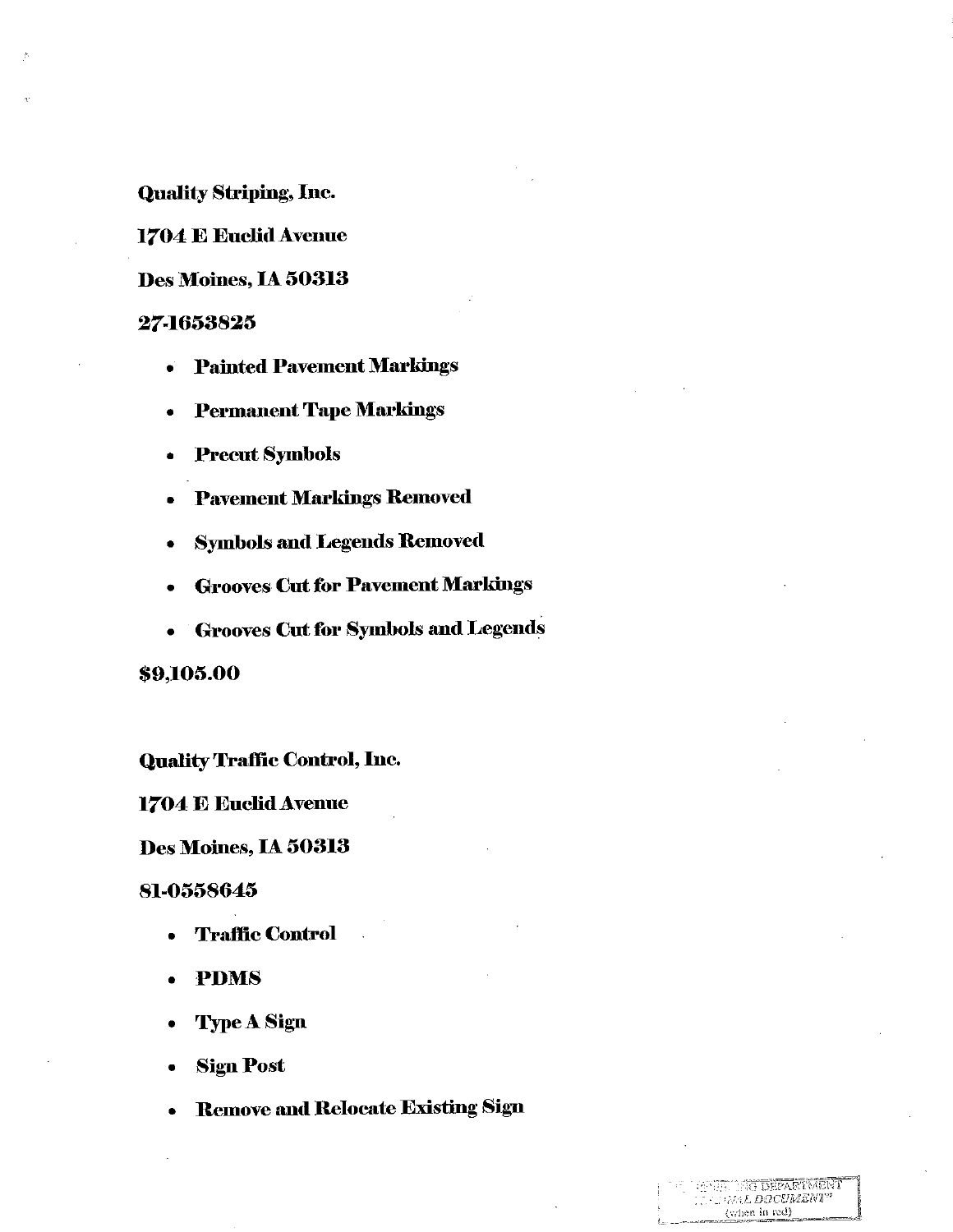**Quality Striping, Inc.**

**1704 E Euclid Avenue**

**Des Moines, IA 50313**

**27-1653825**

- **Painted Pavement Markings**
- **Permanent Tape Markings**
- **Precut Symbols**
- **Pavement Markings Removed**
- **Symbols and Legends Removed**
- **Grooves Cut for Pavement Markings**
- **Grooves Cut for Symbols and Legends**

**$9,105.00**

**Quality Traffic Control, Inc.**

**1704 E Euclid Avenue**

**Des Moines, IA 50313**

**81-0558645**

- **Traffic Control**
- **PDMS**
- **Type A Sign**
- **Sign Post**
- **Remove and Relocate Existing Sign**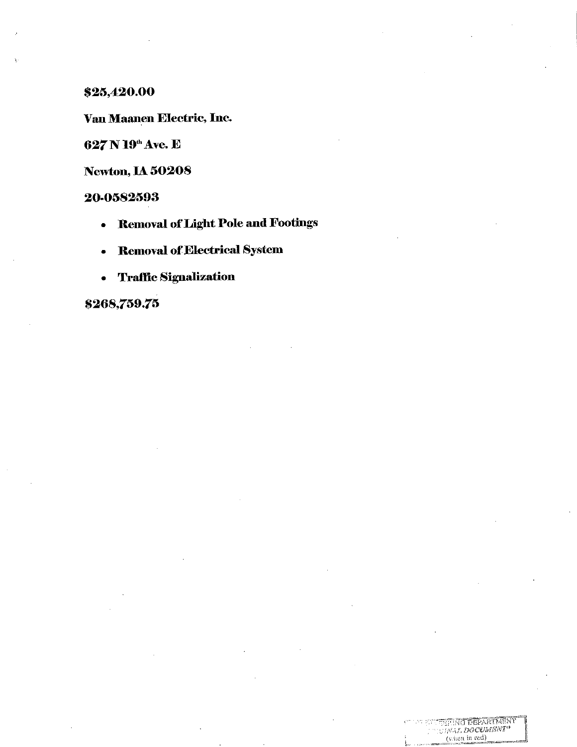**$25,420.00**

**Van Maanen Electric, Inc.**

**627 N 19th Ave. E**

**Newton, IA 50208**

**20-0582593**

- **Removal of Light Pole and Footings**
- **Removal of Electrical System**
- **Traffic Signalization**

**$268,759.75**

ENGINEERING DEPARTMENT "ORIGINAL DOCUMENT" (when in red)